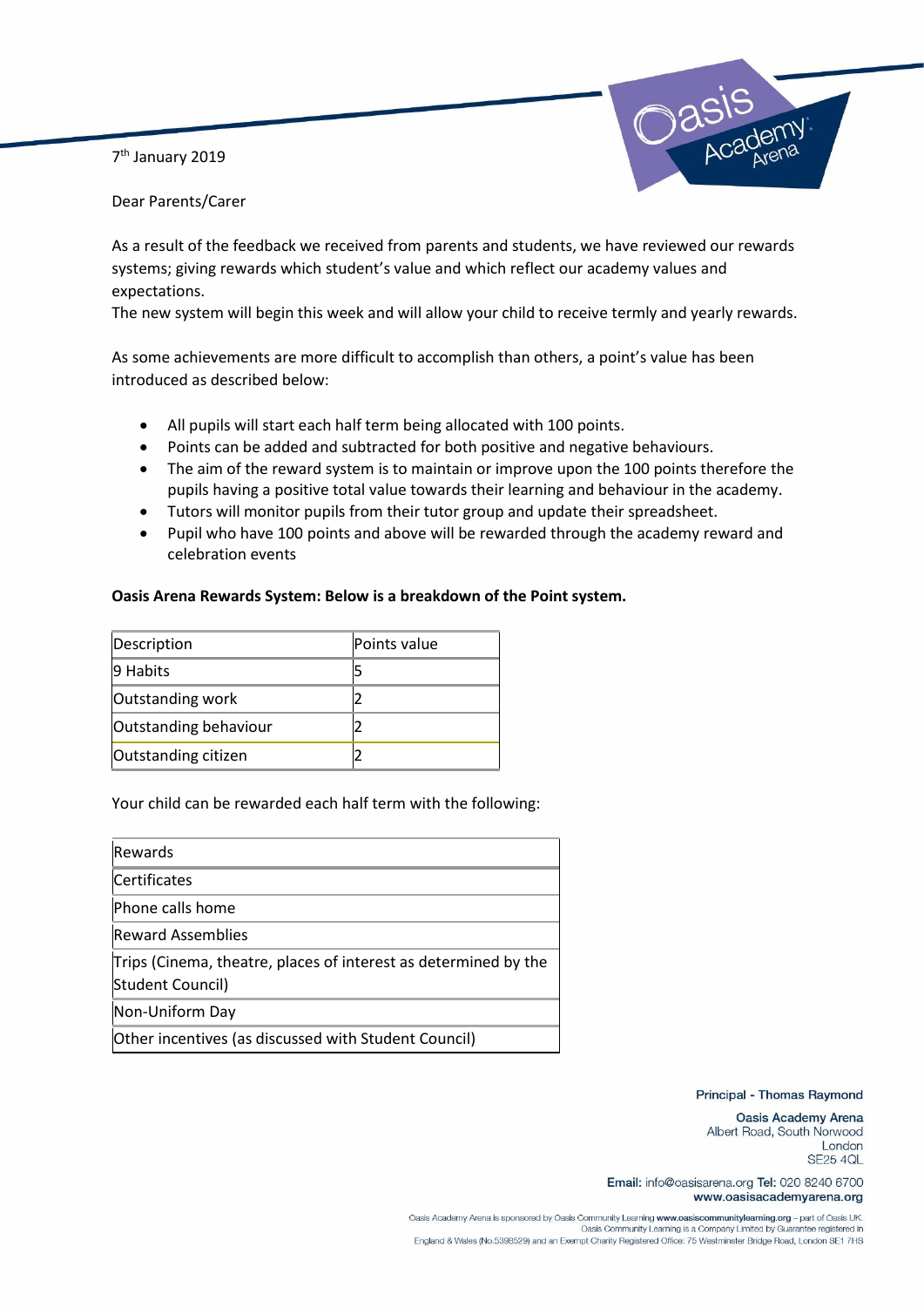7th January 2019

Dear Parents/Carer

As a result of the feedback we received from parents and students, we have reviewed our rewards systems; giving rewards which student's value and which reflect our academy values and expectations.
The new system will begin this week and will allow your child to receive termly and yearly rewards.

As some achievements are more difficult to accomplish than others, a point's value has been introduced as described below:

- All pupils will start each half term being allocated with 100 points.
- Points can be added and subtracted for both positive and negative behaviours.
- The aim of the reward system is to maintain or improve upon the 100 points therefore the pupils having a positive total value towards their learning and behaviour in the academy.
- Tutors will monitor pupils from their tutor group and update their spreadsheet.
- Pupil who have 100 points and above will be rewarded through the academy reward and celebration events

**Oasis Arena Rewards System: Below is a breakdown of the Point system.**

| Description | Points value |
|---|---|
| 9 Habits | 5 |
| Outstanding work | 2 |
| Outstanding behaviour | 2 |
| Outstanding citizen | 2 |

Your child can be rewarded each half term with the following:

| Rewards |
|---|
| Certificates |
| Phone calls home |
| Reward Assemblies |
| Trips (Cinema, theatre, places of interest as determined by the Student Council) |
| Non-Uniform Day |
| Other incentives (as discussed with Student Council) |

Principal - Thomas Raymond

Oasis Academy Arena
Albert Road, South Norwood
London
SE25 4QL

**Email:** info@oasisarena.org **Tel:** 020 8240 6700
**www.oasisacademyarena.org**

Oasis Academy Arena is sponsored by Oasis Community Learning **www.oasiscommunitylearning.org** – part of Oasis UK. Oasis Community Learning is a Company Limited by Guarantee registered in England & Wales (No.5398529) and an Exempt Charity Registered Office: 75 Westminster Bridge Road, London SE1 7HS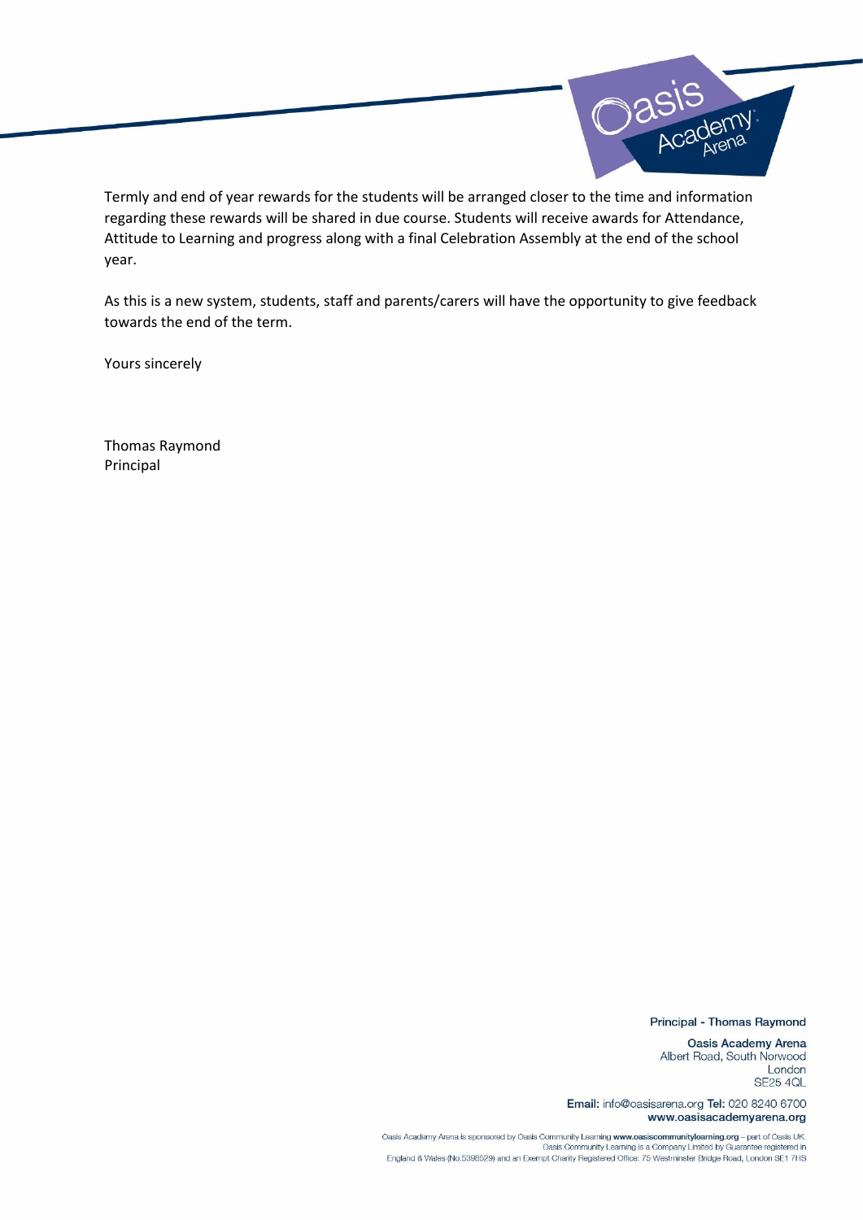Termly and end of year rewards for the students will be arranged closer to the time and information regarding these rewards will be shared in due course. Students will receive awards for Attendance, Attitude to Learning and progress along with a final Celebration Assembly at the end of the school year.

As this is a new system, students, staff and parents/carers will have the opportunity to give feedback towards the end of the term.

Yours sincerely

Thomas Raymond
Principal

**Principal - Thomas Raymond**

**Oasis Academy Arena**
Albert Road, South Norwood
London
SE25 4QL

**Email:** info@oasisarena.org **Tel:** 020 8240 6700
**www.oasisacademyarena.org**

Oasis Academy Arena is sponsored by Oasis Community Learning **www.oasiscommunitylearning.org** – part of Oasis UK. Oasis Community Learning is a Company Limited by Guarantee registered in England & Wales (No.5398529) and an Exempt Charity Registered Office: 75 Westminster Bridge Road, London SE1 7HS